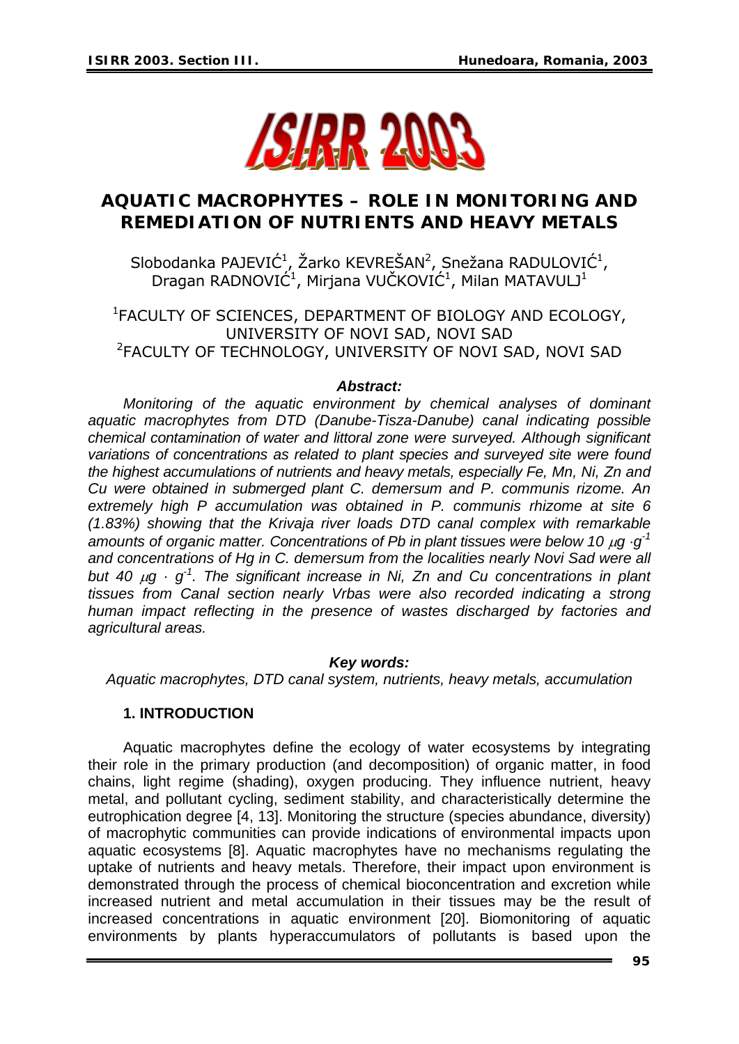# AQUATIC MACROPHYTES – ROLE IN MONITORING AND REMEDIATION OF NUTRIENTS AND HEAVY METALS

Slobodanka PAJEVIĆ[1], Žarko KEVREŠAN[2], Snežana RADULOVIĆ[1], Dragan RADNOVIĆ[1], Mirjana VUČKOVIĆ[1], Milan MATAVULJ[1]

[1]FACULTY OF SCIENCES, DEPARTMENT OF BIOLOGY AND ECOLOGY, UNIVERSITY OF NOVI SAD, NOVI SAD
[2]FACULTY OF TECHNOLOGY, UNIVERSITY OF NOVI SAD, NOVI SAD

### *Abstract:*

*Monitoring of the aquatic environment by chemical analyses of dominant aquatic macrophytes from DTD (Danube-Tisza-Danube) canal indicating possible chemical contamination of water and littoral zone were surveyed. Although significant variations of concentrations as related to plant species and surveyed site were found the highest accumulations of nutrients and heavy metals, especially Fe, Mn, Ni, Zn and Cu were obtained in submerged plant C. demersum and P. communis rizome. An extremely high P accumulation was obtained in P. communis rhizome at site 6 (1.83%) showing that the Krivaja river loads DTD canal complex with remarkable amounts of organic matter. Concentrations of Pb in plant tissues were below 10 $\mu g \cdot g^{-1}$ and concentrations of Hg in C. demersum from the localities nearly Novi Sad were all but 40 $\mu g \cdot g^{-1}$. The significant increase in Ni, Zn and Cu concentrations in plant tissues from Canal section nearly Vrbas were also recorded indicating a strong human impact reflecting in the presence of wastes discharged by factories and agricultural areas.*

### *Key words:*

*Aquatic macrophytes, DTD canal system, nutrients, heavy metals, accumulation*

## 1. INTRODUCTION

Aquatic macrophytes define the ecology of water ecosystems by integrating their role in the primary production (and decomposition) of organic matter, in food chains, light regime (shading), oxygen producing. They influence nutrient, heavy metal, and pollutant cycling, sediment stability, and characteristically determine the eutrophication degree [4, 13]. Monitoring the structure (species abundance, diversity) of macrophytic communities can provide indications of environmental impacts upon aquatic ecosystems [8]. Aquatic macrophytes have no mechanisms regulating the uptake of nutrients and heavy metals. Therefore, their impact upon environment is demonstrated through the process of chemical bioconcentration and excretion while increased nutrient and metal accumulation in their tissues may be the result of increased concentrations in aquatic environment [20]. Biomonitoring of aquatic environments by plants hyperaccumulators of pollutants is based upon the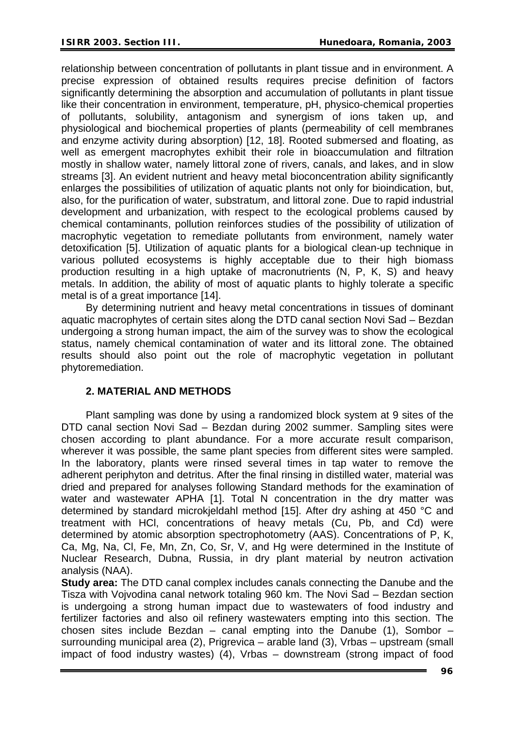relationship between concentration of pollutants in plant tissue and in environment. A precise expression of obtained results requires precise definition of factors significantly determining the absorption and accumulation of pollutants in plant tissue like their concentration in environment, temperature, pH, physico-chemical properties of pollutants, solubility, antagonism and synergism of ions taken up, and physiological and biochemical properties of plants (permeability of cell membranes and enzyme activity during absorption) [12, 18]. Rooted submersed and floating, as well as emergent macrophytes exhibit their role in bioaccumulation and filtration mostly in shallow water, namely littoral zone of rivers, canals, and lakes, and in slow streams [3]. An evident nutrient and heavy metal bioconcentration ability significantly enlarges the possibilities of utilization of aquatic plants not only for bioindication, but, also, for the purification of water, substratum, and littoral zone. Due to rapid industrial development and urbanization, with respect to the ecological problems caused by chemical contaminants, pollution reinforces studies of the possibility of utilization of macrophytic vegetation to remediate pollutants from environment, namely water detoxification [5]. Utilization of aquatic plants for a biological clean-up technique in various polluted ecosystems is highly acceptable due to their high biomass production resulting in a high uptake of macronutrients (N, P, K, S) and heavy metals. In addition, the ability of most of aquatic plants to highly tolerate a specific metal is of a great importance [14].

By determining nutrient and heavy metal concentrations in tissues of dominant aquatic macrophytes of certain sites along the DTD canal section Novi Sad – Bezdan undergoing a strong human impact, the aim of the survey was to show the ecological status, namely chemical contamination of water and its littoral zone. The obtained results should also point out the role of macrophytic vegetation in pollutant phytoremediation.

## 2. MATERIAL AND METHODS

Plant sampling was done by using a randomized block system at 9 sites of the DTD canal section Novi Sad – Bezdan during 2002 summer. Sampling sites were chosen according to plant abundance. For a more accurate result comparison, wherever it was possible, the same plant species from different sites were sampled. In the laboratory, plants were rinsed several times in tap water to remove the adherent periphyton and detritus. After the final rinsing in distilled water, material was dried and prepared for analyses following Standard methods for the examination of water and wastewater APHA [1]. Total N concentration in the dry matter was determined by standard microkjeldahl method [15]. After dry ashing at 450 °C and treatment with HCl, concentrations of heavy metals (Cu, Pb, and Cd) were determined by atomic absorption spectrophotometry (AAS). Concentrations of P, K, Ca, Mg, Na, Cl, Fe, Mn, Zn, Co, Sr, V, and Hg were determined in the Institute of Nuclear Research, Dubna, Russia, in dry plant material by neutron activation analysis (NAA).

**Study area:** The DTD canal complex includes canals connecting the Danube and the Tisza with Vojvodina canal network totaling 960 km. The Novi Sad – Bezdan section is undergoing a strong human impact due to wastewaters of food industry and fertilizer factories and also oil refinery wastewaters empting into this section. The chosen sites include Bezdan – canal empting into the Danube (1), Sombor – surrounding municipal area (2), Prigrevica – arable land (3), Vrbas – upstream (small impact of food industry wastes) (4), Vrbas – downstream (strong impact of food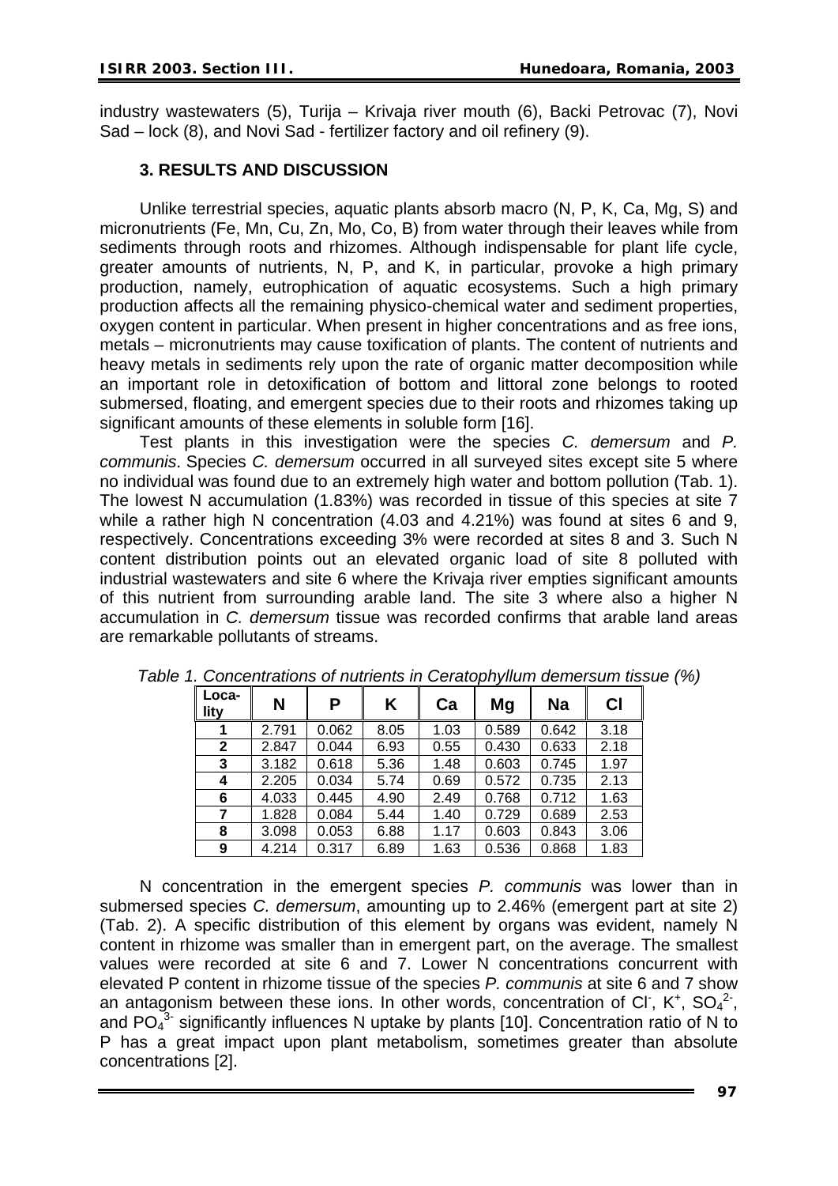industry wastewaters (5), Turija – Krivaja river mouth (6), Backi Petrovac (7), Novi Sad – lock (8), and Novi Sad - fertilizer factory and oil refinery (9).

## 3. RESULTS AND DISCUSSION

Unlike terrestrial species, aquatic plants absorb macro (N, P, K, Ca, Mg, S) and micronutrients (Fe, Mn, Cu, Zn, Mo, Co, B) from water through their leaves while from sediments through roots and rhizomes. Although indispensable for plant life cycle, greater amounts of nutrients, N, P, and K, in particular, provoke a high primary production, namely, eutrophication of aquatic ecosystems. Such a high primary production affects all the remaining physico-chemical water and sediment properties, oxygen content in particular. When present in higher concentrations and as free ions, metals – micronutrients may cause toxification of plants. The content of nutrients and heavy metals in sediments rely upon the rate of organic matter decomposition while an important role in detoxification of bottom and littoral zone belongs to rooted submersed, floating, and emergent species due to their roots and rhizomes taking up significant amounts of these elements in soluble form [16].

Test plants in this investigation were the species *C. demersum* and *P. communis*. Species *C. demersum* occurred in all surveyed sites except site 5 where no individual was found due to an extremely high water and bottom pollution (Tab. 1). The lowest N accumulation (1.83%) was recorded in tissue of this species at site 7 while a rather high N concentration (4.03 and 4.21%) was found at sites 6 and 9, respectively. Concentrations exceeding 3% were recorded at sites 8 and 3. Such N content distribution points out an elevated organic load of site 8 polluted with industrial wastewaters and site 6 where the Krivaja river empties significant amounts of this nutrient from surrounding arable land. The site 3 where also a higher N accumulation in *C. demersum* tissue was recorded confirms that arable land areas are remarkable pollutants of streams.

*Table 1. Concentrations of nutrients in Ceratophyllum demersum tissue (%)*

| Loca-lity | N | P | K | Ca | Mg | Na | Cl |
|---|---|---|---|---|---|---|---|
| **1** | 2.791 | 0.062 | 8.05 | 1.03 | 0.589 | 0.642 | 3.18 |
| **2** | 2.847 | 0.044 | 6.93 | 0.55 | 0.430 | 0.633 | 2.18 |
| **3** | 3.182 | 0.618 | 5.36 | 1.48 | 0.603 | 0.745 | 1.97 |
| **4** | 2.205 | 0.034 | 5.74 | 0.69 | 0.572 | 0.735 | 2.13 |
| **6** | 4.033 | 0.445 | 4.90 | 2.49 | 0.768 | 0.712 | 1.63 |
| **7** | 1.828 | 0.084 | 5.44 | 1.40 | 0.729 | 0.689 | 2.53 |
| **8** | 3.098 | 0.053 | 6.88 | 1.17 | 0.603 | 0.843 | 3.06 |
| **9** | 4.214 | 0.317 | 6.89 | 1.63 | 0.536 | 0.868 | 1.83 |

N concentration in the emergent species *P. communis* was lower than in submersed species *C. demersum*, amounting up to 2.46% (emergent part at site 2) (Tab. 2). A specific distribution of this element by organs was evident, namely N content in rhizome was smaller than in emergent part, on the average. The smallest values were recorded at site 6 and 7. Lower N concentrations concurrent with elevated P content in rhizome tissue of the species *P. communis* at site 6 and 7 show an antagonism between these ions. In other words, concentration of $Cl^-$, $K^+$, $SO_4^{2-}$, and $PO_4^{3-}$ significantly influences N uptake by plants [10]. Concentration ratio of N to P has a great impact upon plant metabolism, sometimes greater than absolute concentrations [2].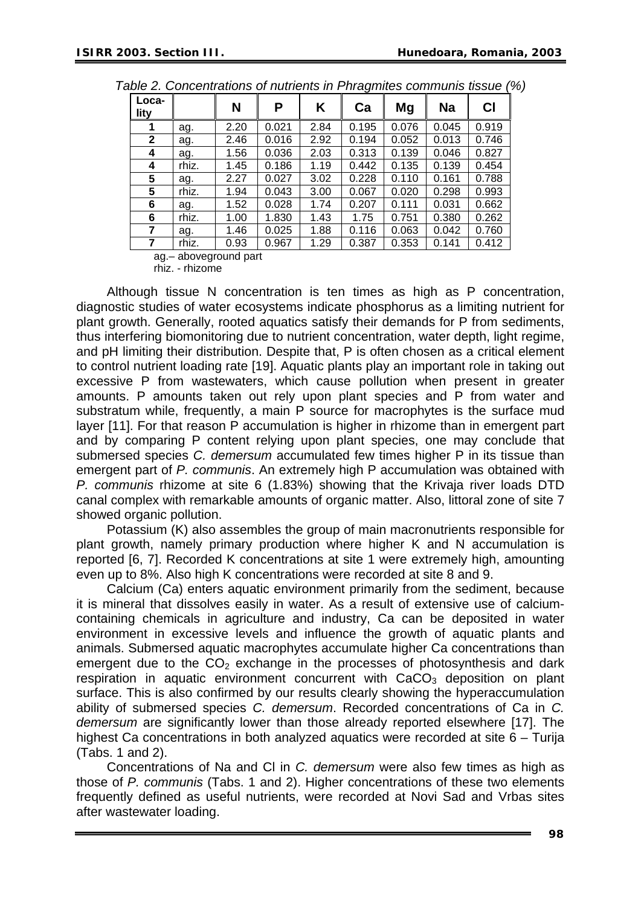*Table 2. Concentrations of nutrients in Phragmites communis tissue (%)*

| Loca-lity | | N | P | K | Ca | Mg | Na | Cl |
|---|---|---|---|---|---|---|---|---|
| 1 | ag. | 2.20 | 0.021 | 2.84 | 0.195 | 0.076 | 0.045 | 0.919 |
| 2 | ag. | 2.46 | 0.016 | 2.92 | 0.194 | 0.052 | 0.013 | 0.746 |
| 4 | ag. | 1.56 | 0.036 | 2.03 | 0.313 | 0.139 | 0.046 | 0.827 |
| 4 | rhiz. | 1.45 | 0.186 | 1.19 | 0.442 | 0.135 | 0.139 | 0.454 |
| 5 | ag. | 2.27 | 0.027 | 3.02 | 0.228 | 0.110 | 0.161 | 0.788 |
| 5 | rhiz. | 1.94 | 0.043 | 3.00 | 0.067 | 0.020 | 0.298 | 0.993 |
| 6 | ag. | 1.52 | 0.028 | 1.74 | 0.207 | 0.111 | 0.031 | 0.662 |
| 6 | rhiz. | 1.00 | 1.830 | 1.43 | 1.75 | 0.751 | 0.380 | 0.262 |
| 7 | ag. | 1.46 | 0.025 | 1.88 | 0.116 | 0.063 | 0.042 | 0.760 |
| 7 | rhiz. | 0.93 | 0.967 | 1.29 | 0.387 | 0.353 | 0.141 | 0.412 |

ag.– aboveground part
rhiz. - rhizome

Although tissue N concentration is ten times as high as P concentration, diagnostic studies of water ecosystems indicate phosphorus as a limiting nutrient for plant growth. Generally, rooted aquatics satisfy their demands for P from sediments, thus interfering biomonitoring due to nutrient concentration, water depth, light regime, and pH limiting their distribution. Despite that, P is often chosen as a critical element to control nutrient loading rate [19]. Aquatic plants play an important role in taking out excessive P from wastewaters, which cause pollution when present in greater amounts. P amounts taken out rely upon plant species and P from water and substratum while, frequently, a main P source for macrophytes is the surface mud layer [11]. For that reason P accumulation is higher in rhizome than in emergent part and by comparing P content relying upon plant species, one may conclude that submersed species *C. demersum* accumulated few times higher P in its tissue than emergent part of *P. communis*. An extremely high P accumulation was obtained with *P. communis* rhizome at site 6 (1.83%) showing that the Krivaja river loads DTD canal complex with remarkable amounts of organic matter. Also, littoral zone of site 7 showed organic pollution.

Potassium (K) also assembles the group of main macronutrients responsible for plant growth, namely primary production where higher K and N accumulation is reported [6, 7]. Recorded K concentrations at site 1 were extremely high, amounting even up to 8%. Also high K concentrations were recorded at site 8 and 9.

Calcium (Ca) enters aquatic environment primarily from the sediment, because it is mineral that dissolves easily in water. As a result of extensive use of calcium-containing chemicals in agriculture and industry, Ca can be deposited in water environment in excessive levels and influence the growth of aquatic plants and animals. Submersed aquatic macrophytes accumulate higher Ca concentrations than emergent due to the $CO_2$ exchange in the processes of photosynthesis and dark respiration in aquatic environment concurrent with $CaCO_3$ deposition on plant surface. This is also confirmed by our results clearly showing the hyperaccumulation ability of submersed species *C. demersum*. Recorded concentrations of Ca in *C. demersum* are significantly lower than those already reported elsewhere [17]. The highest Ca concentrations in both analyzed aquatics were recorded at site 6 – Turija (Tabs. 1 and 2).

Concentrations of Na and Cl in *C. demersum* were also few times as high as those of *P. communis* (Tabs. 1 and 2). Higher concentrations of these two elements frequently defined as useful nutrients, were recorded at Novi Sad and Vrbas sites after wastewater loading.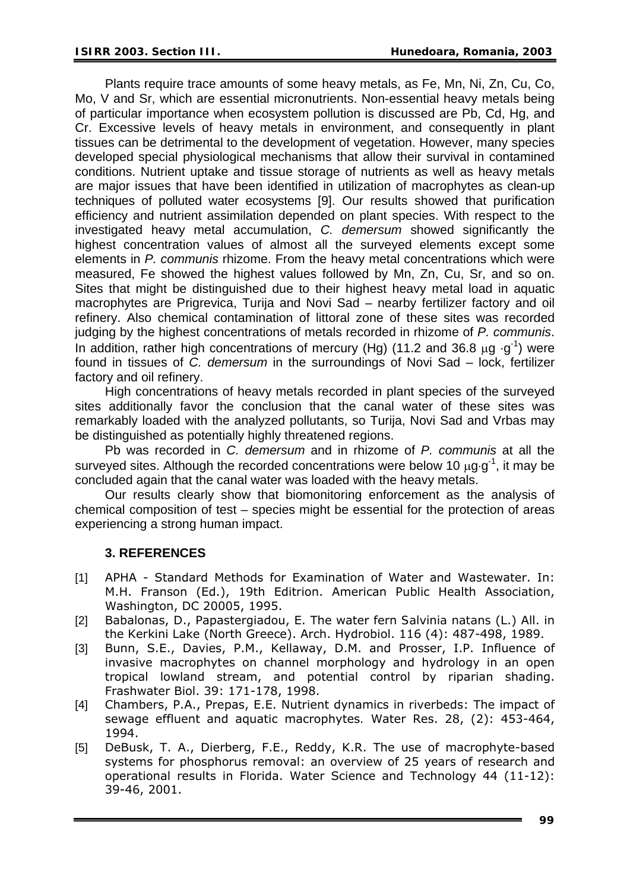Plants require trace amounts of some heavy metals, as Fe, Mn, Ni, Zn, Cu, Co, Mo, V and Sr, which are essential micronutrients. Non-essential heavy metals being of particular importance when ecosystem pollution is discussed are Pb, Cd, Hg, and Cr. Excessive levels of heavy metals in environment, and consequently in plant tissues can be detrimental to the development of vegetation. However, many species developed special physiological mechanisms that allow their survival in contamined conditions. Nutrient uptake and tissue storage of nutrients as well as heavy metals are major issues that have been identified in utilization of macrophytes as clean-up techniques of polluted water ecosystems [9]. Our results showed that purification efficiency and nutrient assimilation depended on plant species. With respect to the investigated heavy metal accumulation, *C. demersum* showed significantly the highest concentration values of almost all the surveyed elements except some elements in *P. communis* rhizome. From the heavy metal concentrations which were measured, Fe showed the highest values followed by Mn, Zn, Cu, Sr, and so on. Sites that might be distinguished due to their highest heavy metal load in aquatic macrophytes are Prigrevica, Turija and Novi Sad – nearby fertilizer factory and oil refinery. Also chemical contamination of littoral zone of these sites was recorded judging by the highest concentrations of metals recorded in rhizome of *P. communis*. In addition, rather high concentrations of mercury (Hg) (11.2 and 36.8 $\mu g \cdot g^{-1}$) were found in tissues of *C. demersum* in the surroundings of Novi Sad – lock, fertilizer factory and oil refinery.

High concentrations of heavy metals recorded in plant species of the surveyed sites additionally favor the conclusion that the canal water of these sites was remarkably loaded with the analyzed pollutants, so Turija, Novi Sad and Vrbas may be distinguished as potentially highly threatened regions.

Pb was recorded in *C. demersum* and in rhizome of *P. communis* at all the surveyed sites. Although the recorded concentrations were below 10 $\mu g \cdot g^{-1}$, it may be concluded again that the canal water was loaded with the heavy metals.

Our results clearly show that biomonitoring enforcement as the analysis of chemical composition of test – species might be essential for the protection of areas experiencing a strong human impact.

## 3. REFERENCES

[1] APHA - Standard Methods for Examination of Water and Wastewater. In: M.H. Franson (Ed.), 19th Editrion. American Public Health Association, Washington, DC 20005, 1995.

[2] Babalonas, D., Papastergiadou, E. The water fern Salvinia natans (L.) All. in the Kerkini Lake (North Greece). Arch. Hydrobiol. 116 (4): 487-498, 1989.

[3] Bunn, S.E., Davies, P.M., Kellaway, D.M. and Prosser, I.P. Influence of invasive macrophytes on channel morphology and hydrology in an open tropical lowland stream, and potential control by riparian shading. Frashwater Biol. 39: 171-178, 1998.

[4] Chambers, P.A., Prepas, E.E. Nutrient dynamics in riverbeds: The impact of sewage effluent and aquatic macrophytes. Water Res. 28, (2): 453-464, 1994.

[5] DeBusk, T. A., Dierberg, F.E., Reddy, K.R. The use of macrophyte-based systems for phosphorus removal: an overview of 25 years of research and operational results in Florida. Water Science and Technology 44 (11-12): 39-46, 2001.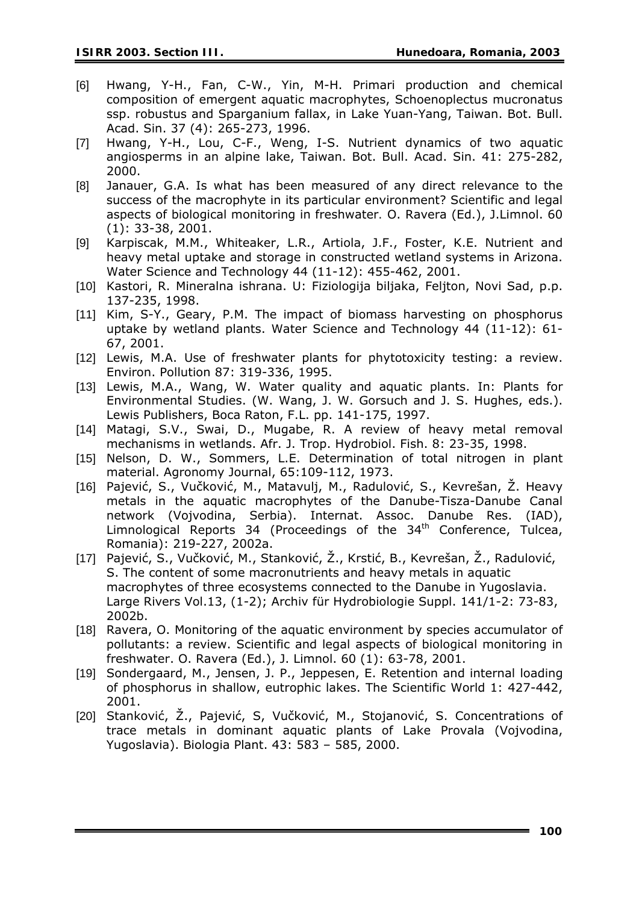[6] Hwang, Y-H., Fan, C-W., Yin, M-H. Primari production and chemical composition of emergent aquatic macrophytes, Schoenoplectus mucronatus ssp. robustus and Sparganium fallax, in Lake Yuan-Yang, Taiwan. Bot. Bull. Acad. Sin. 37 (4): 265-273, 1996.

[7] Hwang, Y-H., Lou, C-F., Weng, I-S. Nutrient dynamics of two aquatic angiosperms in an alpine lake, Taiwan. Bot. Bull. Acad. Sin. 41: 275-282, 2000.

[8] Janauer, G.A. Is what has been measured of any direct relevance to the success of the macrophyte in its particular environment? Scientific and legal aspects of biological monitoring in freshwater. O. Ravera (Ed.), J.Limnol. 60 (1): 33-38, 2001.

[9] Karpiscak, M.M., Whiteaker, L.R., Artiola, J.F., Foster, K.E. Nutrient and heavy metal uptake and storage in constructed wetland systems in Arizona. Water Science and Technology 44 (11-12): 455-462, 2001.

[10] Kastori, R. Mineralna ishrana. U: Fiziologija biljaka, Feljton, Novi Sad, p.p. 137-235, 1998.

[11] Kim, S-Y., Geary, P.M. The impact of biomass harvesting on phosphorus uptake by wetland plants. Water Science and Technology 44 (11-12): 61-67, 2001.

[12] Lewis, M.A. Use of freshwater plants for phytotoxicity testing: a review. Environ. Pollution 87: 319-336, 1995.

[13] Lewis, M.A., Wang, W. Water quality and aquatic plants. In: Plants for Environmental Studies. (W. Wang, J. W. Gorsuch and J. S. Hughes, eds.). Lewis Publishers, Boca Raton, F.L. pp. 141-175, 1997.

[14] Matagi, S.V., Swai, D., Mugabe, R. A review of heavy metal removal mechanisms in wetlands. Afr. J. Trop. Hydrobiol. Fish. 8: 23-35, 1998.

[15] Nelson, D. W., Sommers, L.E. Determination of total nitrogen in plant material. Agronomy Journal, 65:109-112, 1973.

[16] Pajević, S., Vučković, M., Matavulj, M., Radulović, S., Kevrešan, Ž. Heavy metals in the aquatic macrophytes of the Danube-Tisza-Danube Canal network (Vojvodina, Serbia). Internat. Assoc. Danube Res. (IAD), Limnological Reports 34 (Proceedings of the 34th Conference, Tulcea, Romania): 219-227, 2002a.

[17] Pajević, S., Vučković, M., Stanković, Ž., Krstić, B., Kevrešan, Ž., Radulović, S. The content of some macronutrients and heavy metals in aquatic macrophytes of three ecosystems connected to the Danube in Yugoslavia. Large Rivers Vol.13, (1-2); Archiv für Hydrobiologie Suppl. 141/1-2: 73-83, 2002b.

[18] Ravera, O. Monitoring of the aquatic environment by species accumulator of pollutants: a review. Scientific and legal aspects of biological monitoring in freshwater. O. Ravera (Ed.), J. Limnol. 60 (1): 63-78, 2001.

[19] Sondergaard, M., Jensen, J. P., Jeppesen, E. Retention and internal loading of phosphorus in shallow, eutrophic lakes. The Scientific World 1: 427-442, 2001.

[20] Stanković, Ž., Pajević, S, Vučković, M., Stojanović, S. Concentrations of trace metals in dominant aquatic plants of Lake Provala (Vojvodina, Yugoslavia). Biologia Plant. 43: 583 – 585, 2000.